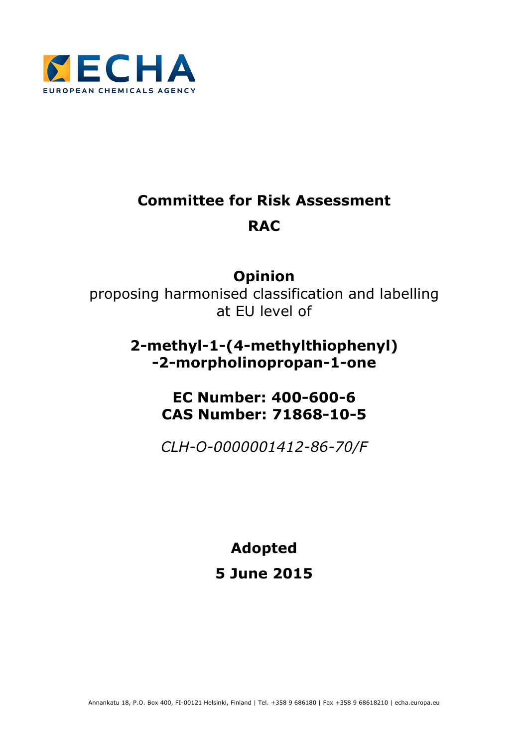# Committee for Risk Assessment

# RAC

## Opinion

proposing harmonised classification and labelling at EU level of

## 2-methyl-1-(4-methylthiophenyl)-2-morpholinopropan-1-one

## EC Number: 400-600-6
## CAS Number: 71868-10-5

*CLH-O-0000001412-86-70/F*

**Adopted**

**5 June 2015**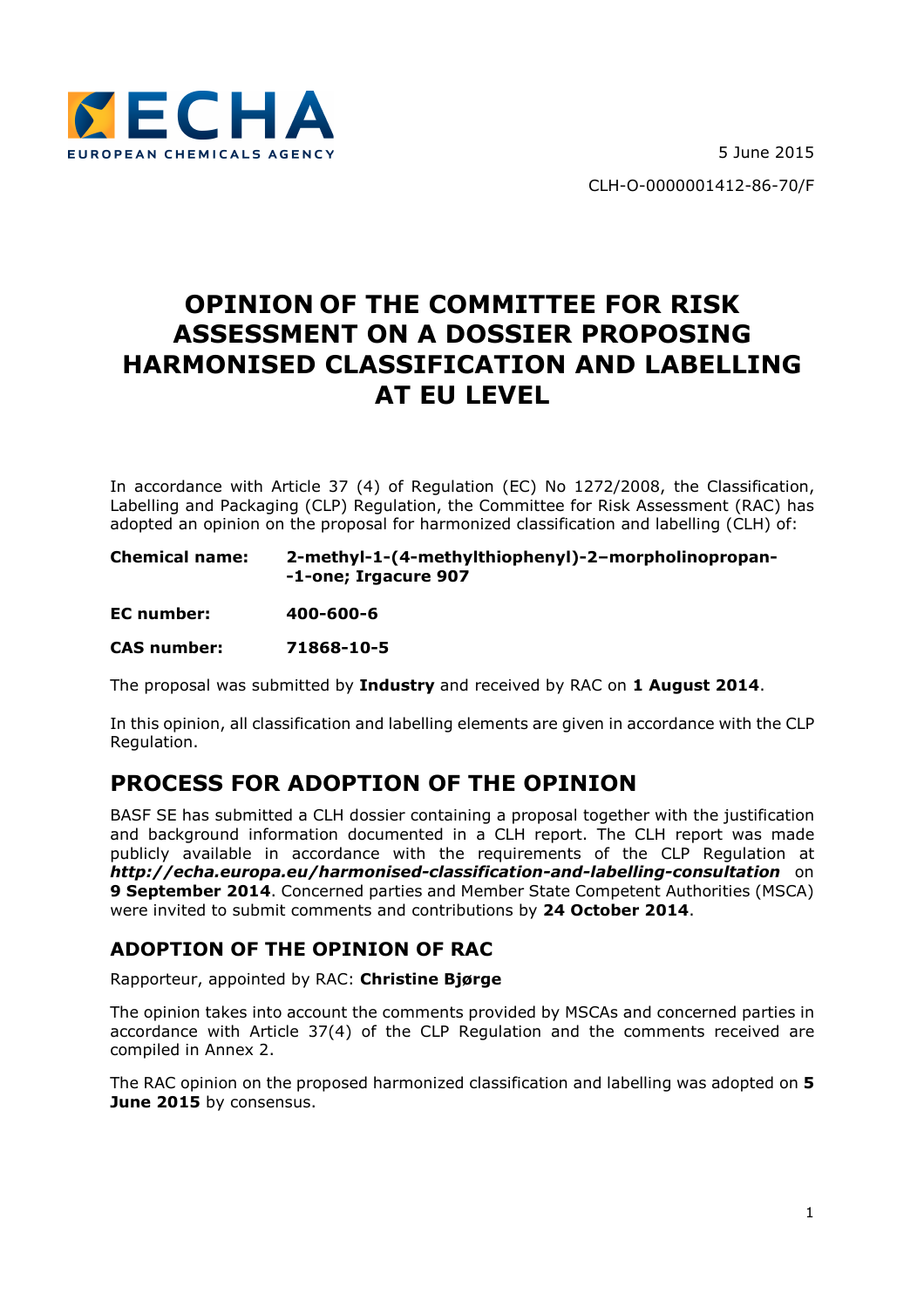5 June 2015

CLH-O-0000001412-86-70/F

# OPINION OF THE COMMITTEE FOR RISK ASSESSMENT ON A DOSSIER PROPOSING HARMONISED CLASSIFICATION AND LABELLING AT EU LEVEL

In accordance with Article 37 (4) of Regulation (EC) No 1272/2008, the Classification, Labelling and Packaging (CLP) Regulation, the Committee for Risk Assessment (RAC) has adopted an opinion on the proposal for harmonized classification and labelling (CLH) of:

| | |
|---|---|
| **Chemical name:** | **2-methyl-1-(4-methylthiophenyl)-2–morpholinopropan--1-one; Irgacure 907** |
| **EC number:** | **400-600-6** |
| **CAS number:** | **71868-10-5** |

The proposal was submitted by **Industry** and received by RAC on **1 August 2014**.

In this opinion, all classification and labelling elements are given in accordance with the CLP Regulation.

## PROCESS FOR ADOPTION OF THE OPINION

BASF SE has submitted a CLH dossier containing a proposal together with the justification and background information documented in a CLH report. The CLH report was made publicly available in accordance with the requirements of the CLP Regulation at ***http://echa.europa.eu/harmonised-classification-and-labelling-consultation*** on **9 September 2014**. Concerned parties and Member State Competent Authorities (MSCA) were invited to submit comments and contributions by **24 October 2014**.

### ADOPTION OF THE OPINION OF RAC

Rapporteur, appointed by RAC: **Christine Bjørge**

The opinion takes into account the comments provided by MSCAs and concerned parties in accordance with Article 37(4) of the CLP Regulation and the comments received are compiled in Annex 2.

The RAC opinion on the proposed harmonized classification and labelling was adopted on **5 June 2015** by consensus.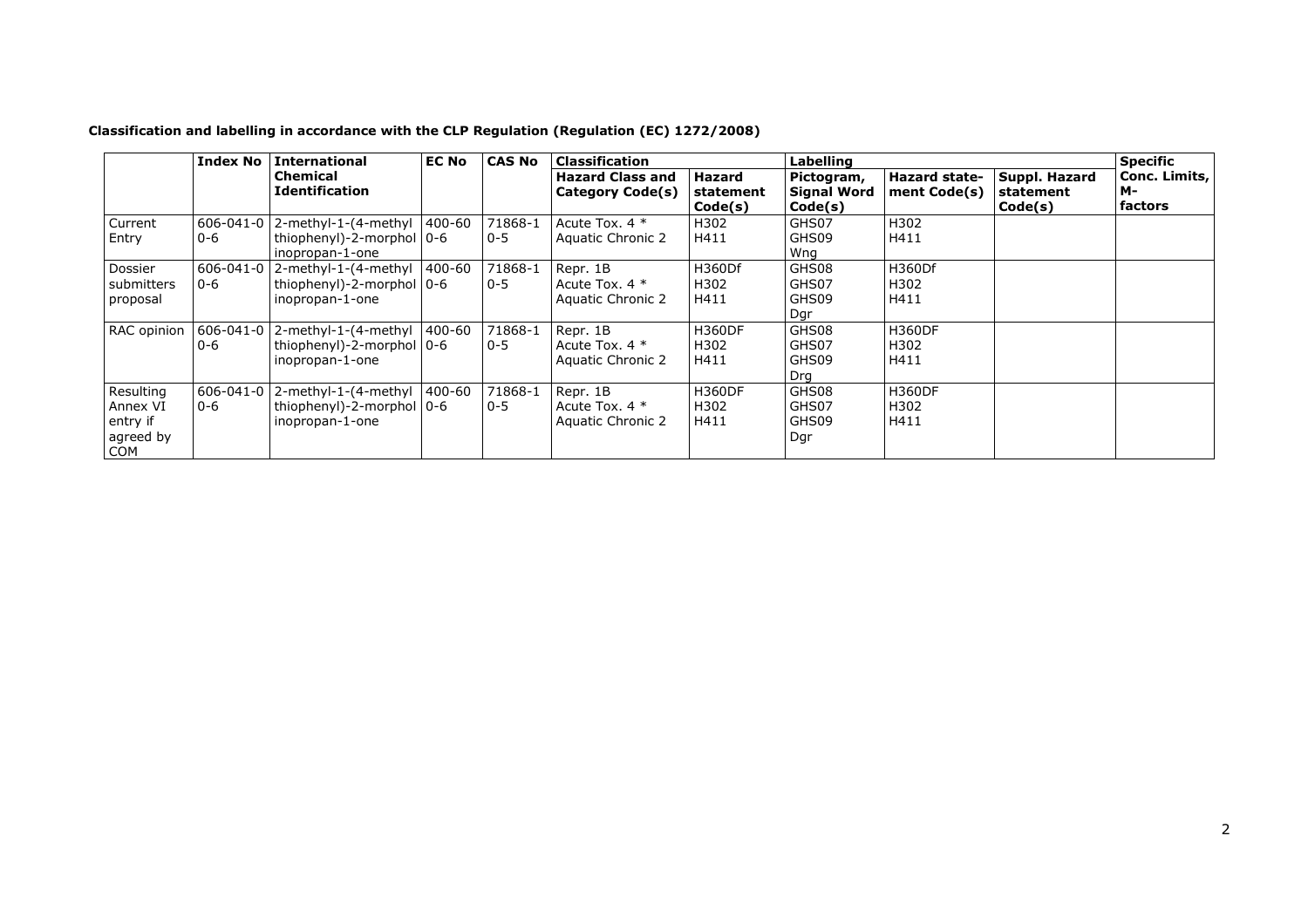**Classification and labelling in accordance with the CLP Regulation (Regulation (EC) 1272/2008)**

| | Index No | International Chemical Identification | EC No | CAS No | Classification | | Labelling | | | Specific Conc. Limits, M-factors |
|---|---|---|---|---|---|---|---|---|---|---|
| | | | | | Hazard Class and Category Code(s) | Hazard statement Code(s) | Pictogram, Signal Word Code(s) | Hazard state-ment Code(s) | Suppl. Hazard statement Code(s) | |
| Current Entry | 606-041-00-6 | 2-methyl-1-(4-methylthiophenyl)-2-morpholinopropan-1-one | 400-600-6 | 71868-10-5 | Acute Tox. 4 * Aquatic Chronic 2 | H302 H411 | GHS07 GHS09 Wng | H302 H411 | | |
| Dossier submitters proposal | 606-041-00-6 | 2-methyl-1-(4-methylthiophenyl)-2-morpholinopropan-1-one | 400-600-6 | 71868-10-5 | Repr. 1B Acute Tox. 4 * Aquatic Chronic 2 | H360Df H302 H411 | GHS08 GHS07 GHS09 Dgr | H360Df H302 H411 | | |
| RAC opinion | 606-041-00-6 | 2-methyl-1-(4-methylthiophenyl)-2-morpholinopropan-1-one | 400-600-6 | 71868-10-5 | Repr. 1B Acute Tox. 4 * Aquatic Chronic 2 | H360DF H302 H411 | GHS08 GHS07 GHS09 Drg | H360DF H302 H411 | | |
| Resulting Annex VI entry if agreed by COM | 606-041-00-6 | 2-methyl-1-(4-methylthiophenyl)-2-morpholinopropan-1-one | 400-600-6 | 71868-10-5 | Repr. 1B Acute Tox. 4 * Aquatic Chronic 2 | H360DF H302 H411 | GHS08 GHS07 GHS09 Dgr | H360DF H302 H411 | | |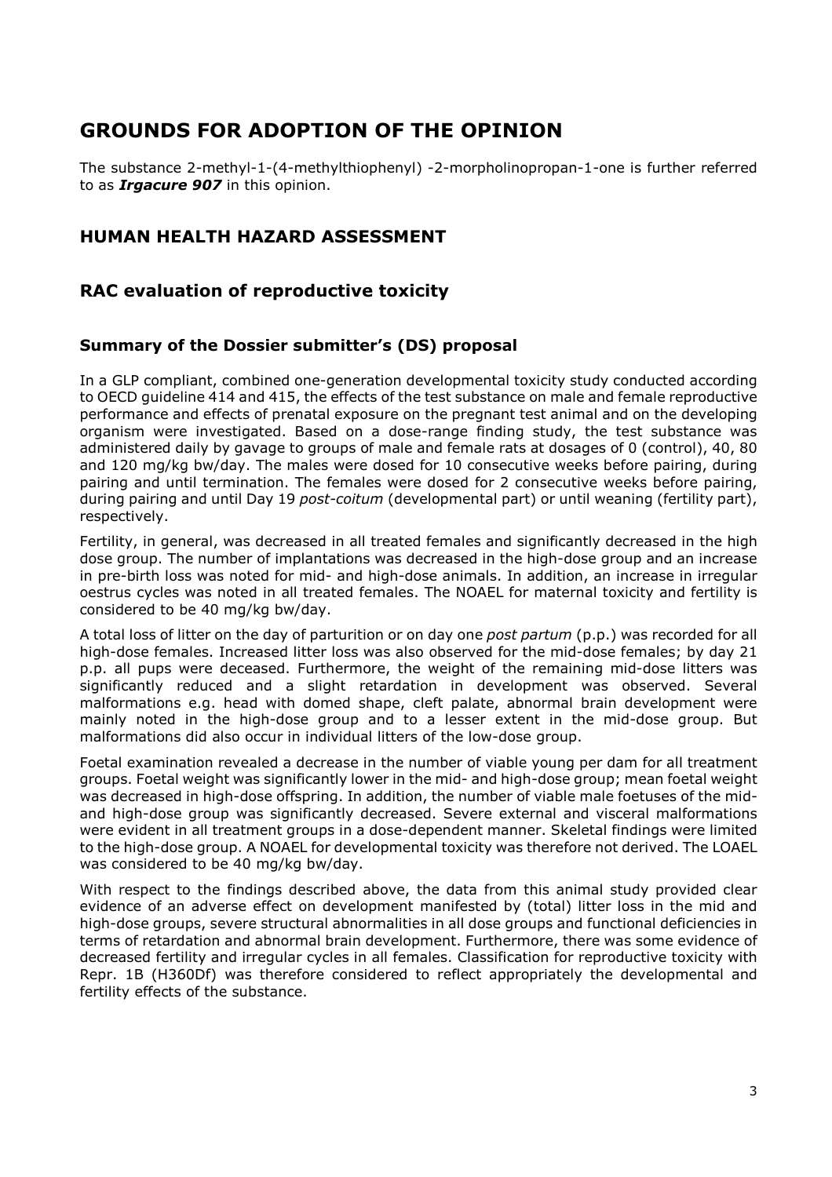# GROUNDS FOR ADOPTION OF THE OPINION

The substance 2-methyl-1-(4-methylthiophenyl) -2-morpholinopropan-1-one is further referred to as ***Irgacure 907*** in this opinion.

## HUMAN HEALTH HAZARD ASSESSMENT

## RAC evaluation of reproductive toxicity

### Summary of the Dossier submitter's (DS) proposal

In a GLP compliant, combined one-generation developmental toxicity study conducted according to OECD guideline 414 and 415, the effects of the test substance on male and female reproductive performance and effects of prenatal exposure on the pregnant test animal and on the developing organism were investigated. Based on a dose-range finding study, the test substance was administered daily by gavage to groups of male and female rats at dosages of 0 (control), 40, 80 and 120 mg/kg bw/day. The males were dosed for 10 consecutive weeks before pairing, during pairing and until termination. The females were dosed for 2 consecutive weeks before pairing, during pairing and until Day 19 *post-coitum* (developmental part) or until weaning (fertility part), respectively.

Fertility, in general, was decreased in all treated females and significantly decreased in the high dose group. The number of implantations was decreased in the high-dose group and an increase in pre-birth loss was noted for mid- and high-dose animals. In addition, an increase in irregular oestrus cycles was noted in all treated females. The NOAEL for maternal toxicity and fertility is considered to be 40 mg/kg bw/day.

A total loss of litter on the day of parturition or on day one *post partum* (p.p.) was recorded for all high-dose females. Increased litter loss was also observed for the mid-dose females; by day 21 p.p. all pups were deceased. Furthermore, the weight of the remaining mid-dose litters was significantly reduced and a slight retardation in development was observed. Several malformations e.g. head with domed shape, cleft palate, abnormal brain development were mainly noted in the high-dose group and to a lesser extent in the mid-dose group. But malformations did also occur in individual litters of the low-dose group.

Foetal examination revealed a decrease in the number of viable young per dam for all treatment groups. Foetal weight was significantly lower in the mid- and high-dose group; mean foetal weight was decreased in high-dose offspring. In addition, the number of viable male foetuses of the mid- and high-dose group was significantly decreased. Severe external and visceral malformations were evident in all treatment groups in a dose-dependent manner. Skeletal findings were limited to the high-dose group. A NOAEL for developmental toxicity was therefore not derived. The LOAEL was considered to be 40 mg/kg bw/day.

With respect to the findings described above, the data from this animal study provided clear evidence of an adverse effect on development manifested by (total) litter loss in the mid and high-dose groups, severe structural abnormalities in all dose groups and functional deficiencies in terms of retardation and abnormal brain development. Furthermore, there was some evidence of decreased fertility and irregular cycles in all females. Classification for reproductive toxicity with Repr. 1B (H360Df) was therefore considered to reflect appropriately the developmental and fertility effects of the substance.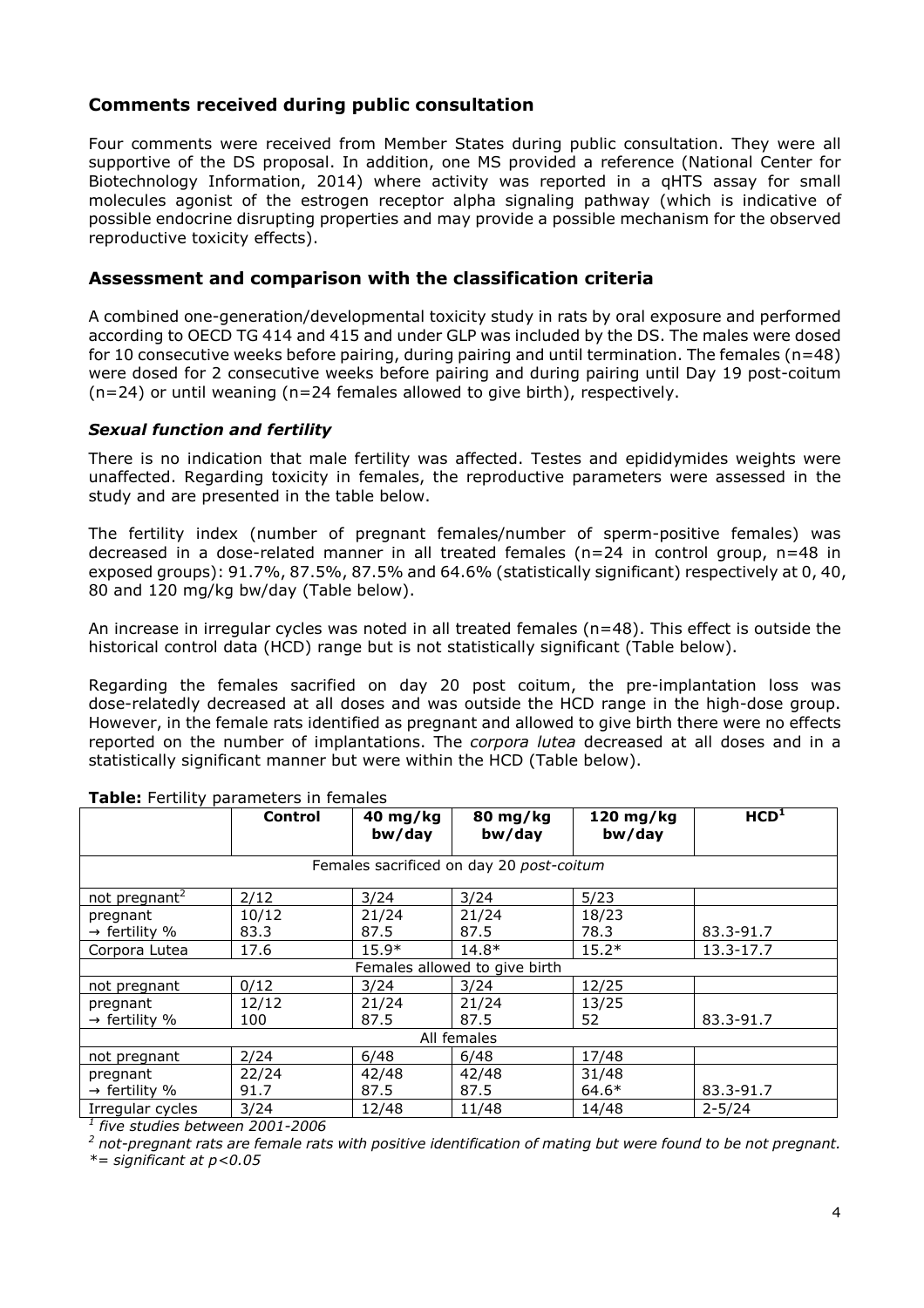## Comments received during public consultation

Four comments were received from Member States during public consultation. They were all supportive of the DS proposal. In addition, one MS provided a reference (National Center for Biotechnology Information, 2014) where activity was reported in a qHTS assay for small molecules agonist of the estrogen receptor alpha signaling pathway (which is indicative of possible endocrine disrupting properties and may provide a possible mechanism for the observed reproductive toxicity effects).

## Assessment and comparison with the classification criteria

A combined one-generation/developmental toxicity study in rats by oral exposure and performed according to OECD TG 414 and 415 and under GLP was included by the DS. The males were dosed for 10 consecutive weeks before pairing, during pairing and until termination. The females (n=48) were dosed for 2 consecutive weeks before pairing and during pairing until Day 19 post-coitum (n=24) or until weaning (n=24 females allowed to give birth), respectively.

### *Sexual function and fertility*

There is no indication that male fertility was affected. Testes and epididymides weights were unaffected. Regarding toxicity in females, the reproductive parameters were assessed in the study and are presented in the table below.

The fertility index (number of pregnant females/number of sperm-positive females) was decreased in a dose-related manner in all treated females (n=24 in control group, n=48 in exposed groups): 91.7%, 87.5%, 87.5% and 64.6% (statistically significant) respectively at 0, 40, 80 and 120 mg/kg bw/day (Table below).

An increase in irregular cycles was noted in all treated females (n=48). This effect is outside the historical control data (HCD) range but is not statistically significant (Table below).

Regarding the females sacrified on day 20 post coitum, the pre-implantation loss was dose-relatedly decreased at all doses and was outside the HCD range in the high-dose group. However, in the female rats identified as pregnant and allowed to give birth there were no effects reported on the number of implantations. The *corpora lutea* decreased at all doses and in a statistically significant manner but were within the HCD (Table below).

**Table:** Fertility parameters in females

| | Control | 40 mg/kg bw/day | 80 mg/kg bw/day | 120 mg/kg bw/day | HCD[1] |
|---|---|---|---|---|---|
| Females sacrificed on day 20 *post-coitum* | | | | | |
| not pregnant[2] | 2/12 | 3/24 | 3/24 | 5/23 | |
| pregnant | 10/12 | 21/24 | 21/24 | 18/23 | |
| → fertility % | 83.3 | 87.5 | 87.5 | 78.3 | 83.3-91.7 |
| Corpora Lutea | 17.6 | 15.9* | 14.8* | 15.2* | 13.3-17.7 |
| Females allowed to give birth | | | | | |
| not pregnant | 0/12 | 3/24 | 3/24 | 12/25 | |
| pregnant | 12/12 | 21/24 | 21/24 | 13/25 | |
| → fertility % | 100 | 87.5 | 87.5 | 52 | 83.3-91.7 |
| All females | | | | | |
| not pregnant | 2/24 | 6/48 | 6/48 | 17/48 | |
| pregnant | 22/24 | 42/48 | 42/48 | 31/48 | |
| → fertility % | 91.7 | 87.5 | 87.5 | 64.6* | 83.3-91.7 |
| Irregular cycles | 3/24 | 12/48 | 11/48 | 14/48 | 2-5/24 |

[1] *five studies between 2001-2006*

[2] *not-pregnant rats are female rats with positive identification of mating but were found to be not pregnant.*

*\*= significant at p<0.05*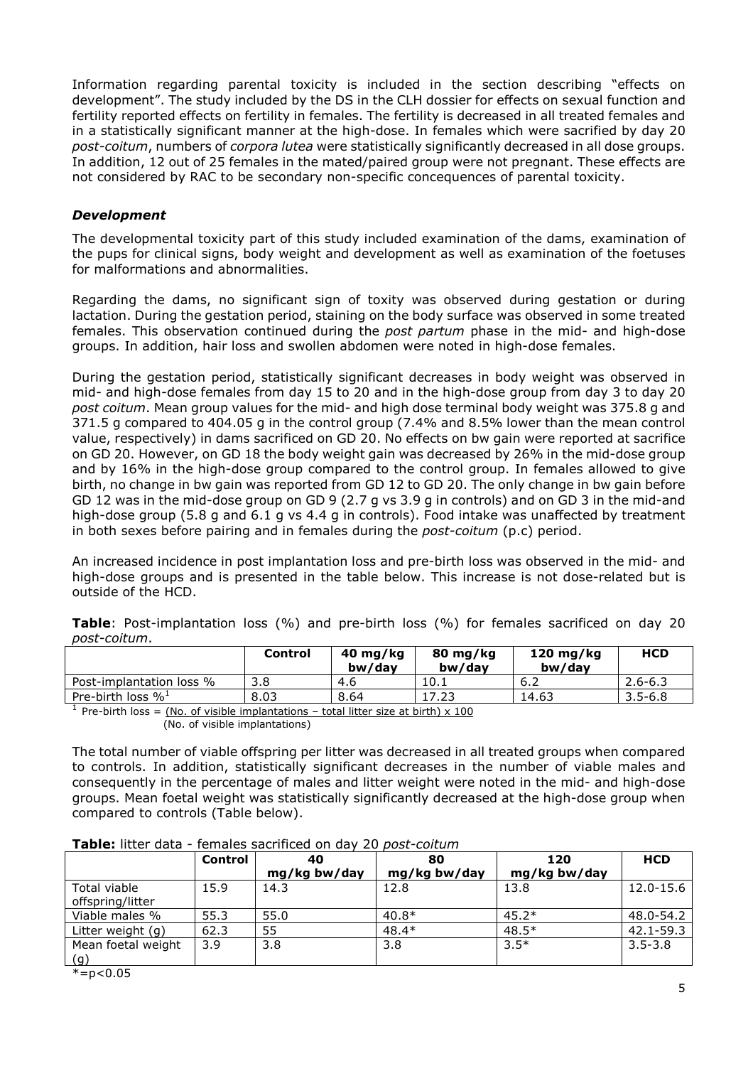Information regarding parental toxicity is included in the section describing "effects on development". The study included by the DS in the CLH dossier for effects on sexual function and fertility reported effects on fertility in females. The fertility is decreased in all treated females and in a statistically significant manner at the high-dose. In females which were sacrified by day 20 *post-coitum*, numbers of *corpora lutea* were statistically significantly decreased in all dose groups. In addition, 12 out of 25 females in the mated/paired group were not pregnant. These effects are not considered by RAC to be secondary non-specific concequences of parental toxicity.

### *Development*

The developmental toxicity part of this study included examination of the dams, examination of the pups for clinical signs, body weight and development as well as examination of the foetuses for malformations and abnormalities.

Regarding the dams, no significant sign of toxity was observed during gestation or during lactation. During the gestation period, staining on the body surface was observed in some treated females. This observation continued during the *post partum* phase in the mid- and high-dose groups. In addition, hair loss and swollen abdomen were noted in high-dose females.

During the gestation period, statistically significant decreases in body weight was observed in mid- and high-dose females from day 15 to 20 and in the high-dose group from day 3 to day 20 *post coitum*. Mean group values for the mid- and high dose terminal body weight was 375.8 g and 371.5 g compared to 404.05 g in the control group (7.4% and 8.5% lower than the mean control value, respectively) in dams sacrificed on GD 20. No effects on bw gain were reported at sacrifice on GD 20. However, on GD 18 the body weight gain was decreased by 26% in the mid-dose group and by 16% in the high-dose group compared to the control group. In females allowed to give birth, no change in bw gain was reported from GD 12 to GD 20. The only change in bw gain before GD 12 was in the mid-dose group on GD 9 (2.7 g vs 3.9 g in controls) and on GD 3 in the mid-and high-dose group (5.8 g and 6.1 g vs 4.4 g in controls). Food intake was unaffected by treatment in both sexes before pairing and in females during the *post-coitum* (p.c) period.

An increased incidence in post implantation loss and pre-birth loss was observed in the mid- and high-dose groups and is presented in the table below. This increase is not dose-related but is outside of the HCD.

**Table**: Post-implantation loss (%) and pre-birth loss (%) for females sacrificed on day 20 *post-coitum*.

| | Control | 40 mg/kg bw/day | 80 mg/kg bw/day | 120 mg/kg bw/day | HCD |
|---|---|---|---|---|---|
| Post-implantation loss % | 3.8 | 4.6 | 10.1 | 6.2 | 2.6-6.3 |
| Pre-birth loss %[1] | 8.03 | 8.64 | 17.23 | 14.63 | 3.5-6.8 |

[1] Pre-birth loss = (No. of visible implantations – total litter size at birth) x 100 / (No. of visible implantations)

The total number of viable offspring per litter was decreased in all treated groups when compared to controls. In addition, statistically significant decreases in the number of viable males and consequently in the percentage of males and litter weight were noted in the mid- and high-dose groups. Mean foetal weight was statistically significantly decreased at the high-dose group when compared to controls (Table below).

**Table:** litter data - females sacrificed on day 20 *post-coitum*

| | Control | 40 mg/kg bw/day | 80 mg/kg bw/day | 120 mg/kg bw/day | HCD |
|---|---|---|---|---|---|
| Total viable offspring/litter | 15.9 | 14.3 | 12.8 | 13.8 | 12.0-15.6 |
| Viable males % | 55.3 | 55.0 | 40.8* | 45.2* | 48.0-54.2 |
| Litter weight (g) | 62.3 | 55 | 48.4* | 48.5* | 42.1-59.3 |
| Mean foetal weight (g) | 3.9 | 3.8 | 3.8 | 3.5* | 3.5-3.8 |

*=p<0.05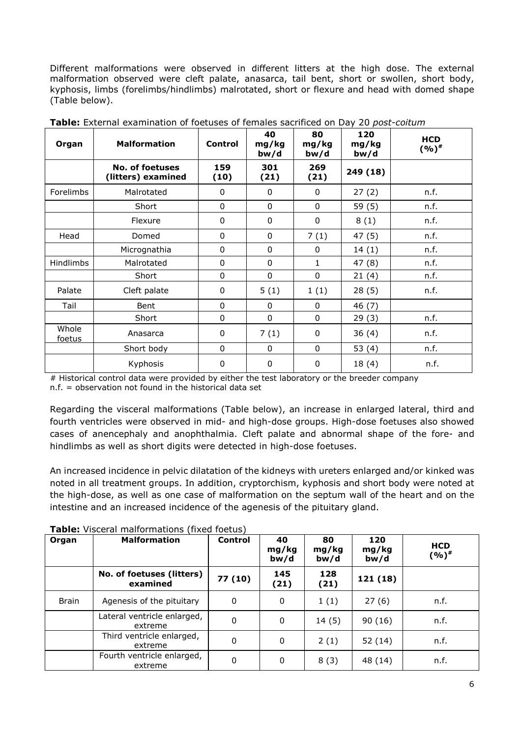Different malformations were observed in different litters at the high dose. The external malformation observed were cleft palate, anasarca, tail bent, short or swollen, short body, kyphosis, limbs (forelimbs/hindlimbs) malrotated, short or flexure and head with domed shape (Table below).

**Table:** External examination of foetuses of females sacrificed on Day 20 *post-coitum*

| Organ | Malformation | Control | 40 mg/kg bw/d | 80 mg/kg bw/d | 120 mg/kg bw/d | HCD (%)[#] |
|---|---|---|---|---|---|---|
| | **No. of foetuses (litters) examined** | **159 (10)** | **301 (21)** | **269 (21)** | **249 (18)** | |
| Forelimbs | Malrotated | 0 | 0 | 0 | 27 (2) | n.f. |
| | Short | 0 | 0 | 0 | 59 (5) | n.f. |
| | Flexure | 0 | 0 | 0 | 8 (1) | n.f. |
| Head | Domed | 0 | 0 | 7 (1) | 47 (5) | n.f. |
| | Micrognathia | 0 | 0 | 0 | 14 (1) | n.f. |
| Hindlimbs | Malrotated | 0 | 0 | 1 | 47 (8) | n.f. |
| | Short | 0 | 0 | 0 | 21 (4) | n.f. |
| Palate | Cleft palate | 0 | 5 (1) | 1 (1) | 28 (5) | n.f. |
| Tail | Bent | 0 | 0 | 0 | 46 (7) | |
| | Short | 0 | 0 | 0 | 29 (3) | n.f. |
| Whole foetus | Anasarca | 0 | 7 (1) | 0 | 36 (4) | n.f. |
| | Short body | 0 | 0 | 0 | 53 (4) | n.f. |
| | Kyphosis | 0 | 0 | 0 | 18 (4) | n.f. |

\# Historical control data were provided by either the test laboratory or the breeder company
n.f. = observation not found in the historical data set

Regarding the visceral malformations (Table below), an increase in enlarged lateral, third and fourth ventricles were observed in mid- and high-dose groups. High-dose foetuses also showed cases of anencephaly and anophthalmia. Cleft palate and abnormal shape of the fore- and hindlimbs as well as short digits were detected in high-dose foetuses.

An increased incidence in pelvic dilatation of the kidneys with ureters enlarged and/or kinked was noted in all treatment groups. In addition, cryptorchism, kyphosis and short body were noted at the high-dose, as well as one case of malformation on the septum wall of the heart and on the intestine and an increased incidence of the agenesis of the pituitary gland.

**Table:** Visceral malformations (fixed foetus)

| Organ | Malformation | Control | 40 mg/kg bw/d | 80 mg/kg bw/d | 120 mg/kg bw/d | HCD (%)[#] |
|---|---|---|---|---|---|---|
| | **No. of foetuses (litters) examined** | **77 (10)** | **145 (21)** | **128 (21)** | **121 (18)** | |
| Brain | Agenesis of the pituitary | 0 | 0 | 1 (1) | 27 (6) | n.f. |
| | Lateral ventricle enlarged, extreme | 0 | 0 | 14 (5) | 90 (16) | n.f. |
| | Third ventricle enlarged, extreme | 0 | 0 | 2 (1) | 52 (14) | n.f. |
| | Fourth ventricle enlarged, extreme | 0 | 0 | 8 (3) | 48 (14) | n.f. |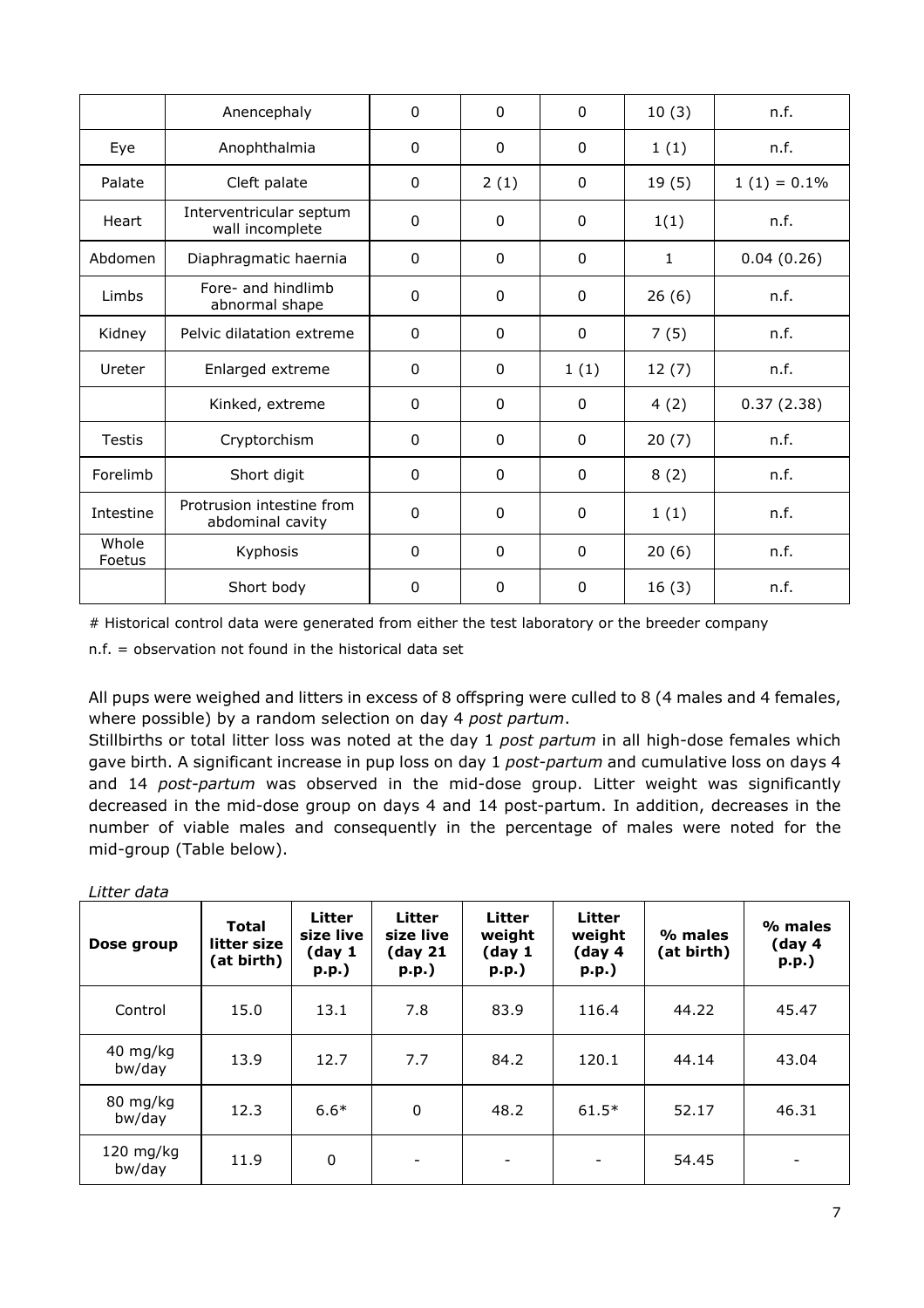|  | Anencephaly | 0 | 0 | 0 | 10 (3) | n.f. |
|---|---|---|---|---|---|---|
| Eye | Anophthalmia | 0 | 0 | 0 | 1 (1) | n.f. |
| Palate | Cleft palate | 0 | 2 (1) | 0 | 19 (5) | 1 (1) = 0.1% |
| Heart | Interventricular septum wall incomplete | 0 | 0 | 0 | 1(1) | n.f. |
| Abdomen | Diaphragmatic haernia | 0 | 0 | 0 | 1 | 0.04 (0.26) |
| Limbs | Fore- and hindlimb abnormal shape | 0 | 0 | 0 | 26 (6) | n.f. |
| Kidney | Pelvic dilatation extreme | 0 | 0 | 0 | 7 (5) | n.f. |
| Ureter | Enlarged extreme | 0 | 0 | 1 (1) | 12 (7) | n.f. |
|  | Kinked, extreme | 0 | 0 | 0 | 4 (2) | 0.37 (2.38) |
| Testis | Cryptorchism | 0 | 0 | 0 | 20 (7) | n.f. |
| Forelimb | Short digit | 0 | 0 | 0 | 8 (2) | n.f. |
| Intestine | Protrusion intestine from abdominal cavity | 0 | 0 | 0 | 1 (1) | n.f. |
| Whole Foetus | Kyphosis | 0 | 0 | 0 | 20 (6) | n.f. |
|  | Short body | 0 | 0 | 0 | 16 (3) | n.f. |

# Historical control data were generated from either the test laboratory or the breeder company

n.f. = observation not found in the historical data set

All pups were weighed and litters in excess of 8 offspring were culled to 8 (4 males and 4 females, where possible) by a random selection on day 4 *post partum*.

Stillbirths or total litter loss was noted at the day 1 *post partum* in all high-dose females which gave birth. A significant increase in pup loss on day 1 *post-partum* and cumulative loss on days 4 and 14 *post-partum* was observed in the mid-dose group. Litter weight was significantly decreased in the mid-dose group on days 4 and 14 post-partum. In addition, decreases in the number of viable males and consequently in the percentage of males were noted for the mid-group (Table below).

*Litter data*

| Dose group | Total litter size (at birth) | Litter size live (day 1 p.p.) | Litter size live (day 21 p.p.) | Litter weight (day 1 p.p.) | Litter weight (day 4 p.p.) | % males (at birth) | % males (day 4 p.p.) |
|---|---|---|---|---|---|---|---|
| Control | 15.0 | 13.1 | 7.8 | 83.9 | 116.4 | 44.22 | 45.47 |
| 40 mg/kg bw/day | 13.9 | 12.7 | 7.7 | 84.2 | 120.1 | 44.14 | 43.04 |
| 80 mg/kg bw/day | 12.3 | 6.6* | 0 | 48.2 | 61.5* | 52.17 | 46.31 |
| 120 mg/kg bw/day | 11.9 | 0 | - | - | - | 54.45 | - |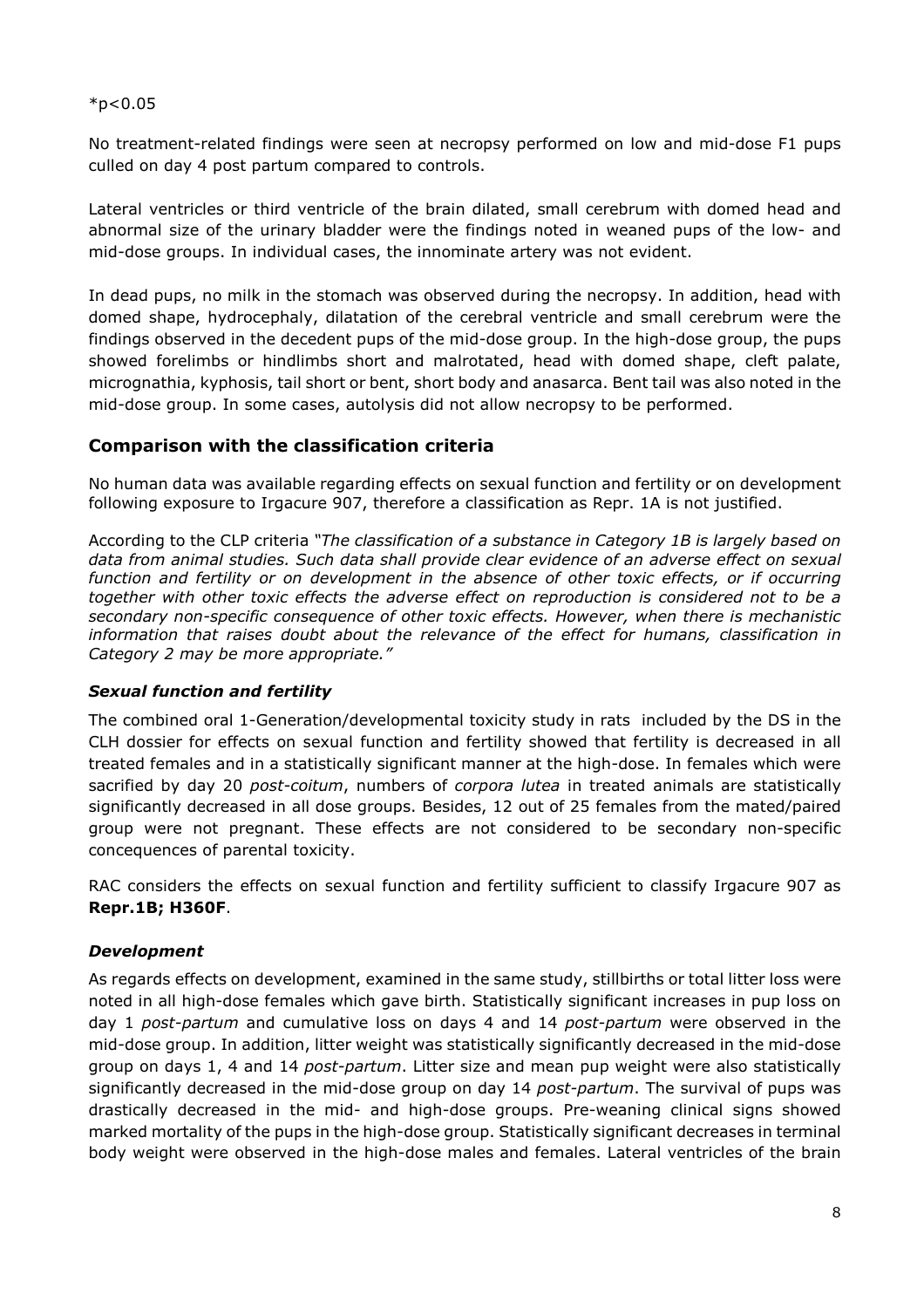*p<0.05

No treatment-related findings were seen at necropsy performed on low and mid-dose F1 pups culled on day 4 post partum compared to controls.

Lateral ventricles or third ventricle of the brain dilated, small cerebrum with domed head and abnormal size of the urinary bladder were the findings noted in weaned pups of the low- and mid-dose groups. In individual cases, the innominate artery was not evident.

In dead pups, no milk in the stomach was observed during the necropsy. In addition, head with domed shape, hydrocephaly, dilatation of the cerebral ventricle and small cerebrum were the findings observed in the decedent pups of the mid-dose group. In the high-dose group, the pups showed forelimbs or hindlimbs short and malrotated, head with domed shape, cleft palate, micrognathia, kyphosis, tail short or bent, short body and anasarca. Bent tail was also noted in the mid-dose group. In some cases, autolysis did not allow necropsy to be performed.

## Comparison with the classification criteria

No human data was available regarding effects on sexual function and fertility or on development following exposure to Irgacure 907, therefore a classification as Repr. 1A is not justified.

According to the CLP criteria *"The classification of a substance in Category 1B is largely based on data from animal studies. Such data shall provide clear evidence of an adverse effect on sexual function and fertility or on development in the absence of other toxic effects, or if occurring together with other toxic effects the adverse effect on reproduction is considered not to be a secondary non-specific consequence of other toxic effects. However, when there is mechanistic information that raises doubt about the relevance of the effect for humans, classification in Category 2 may be more appropriate."*

### *Sexual function and fertility*

The combined oral 1-Generation/developmental toxicity study in rats included by the DS in the CLH dossier for effects on sexual function and fertility showed that fertility is decreased in all treated females and in a statistically significant manner at the high-dose. In females which were sacrified by day 20 *post-coitum*, numbers of *corpora lutea* in treated animals are statistically significantly decreased in all dose groups. Besides, 12 out of 25 females from the mated/paired group were not pregnant. These effects are not considered to be secondary non-specific concequences of parental toxicity.

RAC considers the effects on sexual function and fertility sufficient to classify Irgacure 907 as **Repr.1B; H360F**.

### *Development*

As regards effects on development, examined in the same study, stillbirths or total litter loss were noted in all high-dose females which gave birth. Statistically significant increases in pup loss on day 1 *post-partum* and cumulative loss on days 4 and 14 *post-partum* were observed in the mid-dose group. In addition, litter weight was statistically significantly decreased in the mid-dose group on days 1, 4 and 14 *post-partum*. Litter size and mean pup weight were also statistically significantly decreased in the mid-dose group on day 14 *post-partum*. The survival of pups was drastically decreased in the mid- and high-dose groups. Pre-weaning clinical signs showed marked mortality of the pups in the high-dose group. Statistically significant decreases in terminal body weight were observed in the high-dose males and females. Lateral ventricles of the brain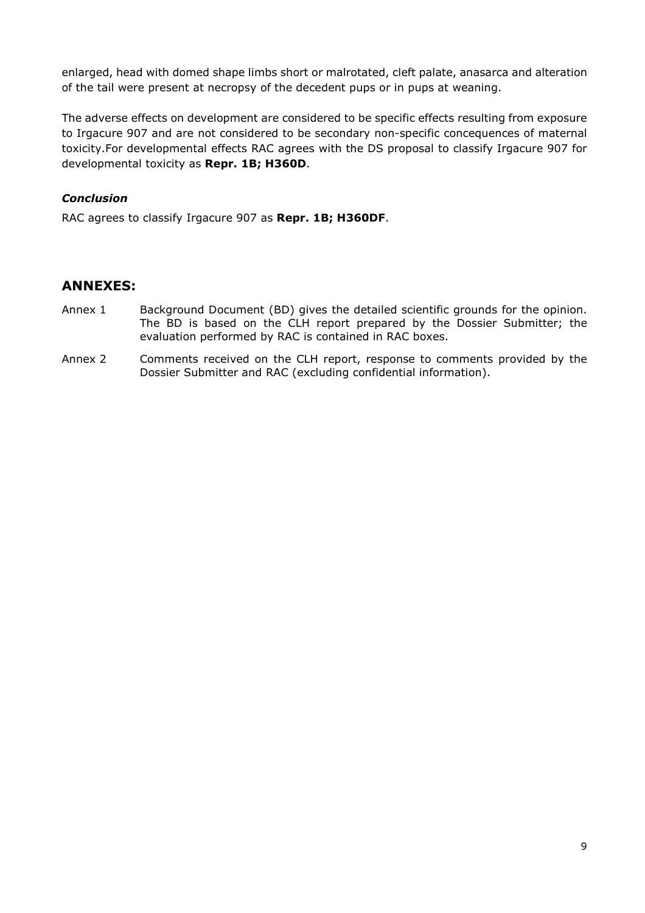enlarged, head with domed shape limbs short or malrotated, cleft palate, anasarca and alteration of the tail were present at necropsy of the decedent pups or in pups at weaning.

The adverse effects on development are considered to be specific effects resulting from exposure to Irgacure 907 and are not considered to be secondary non-specific concequences of maternal toxicity.For developmental effects RAC agrees with the DS proposal to classify Irgacure 907 for developmental toxicity as **Repr. 1B; H360D**.

***Conclusion***

RAC agrees to classify Irgacure 907 as **Repr. 1B; H360DF**.

## ANNEXES:

Annex 1 Background Document (BD) gives the detailed scientific grounds for the opinion. The BD is based on the CLH report prepared by the Dossier Submitter; the evaluation performed by RAC is contained in RAC boxes.

Annex 2 Comments received on the CLH report, response to comments provided by the Dossier Submitter and RAC (excluding confidential information).